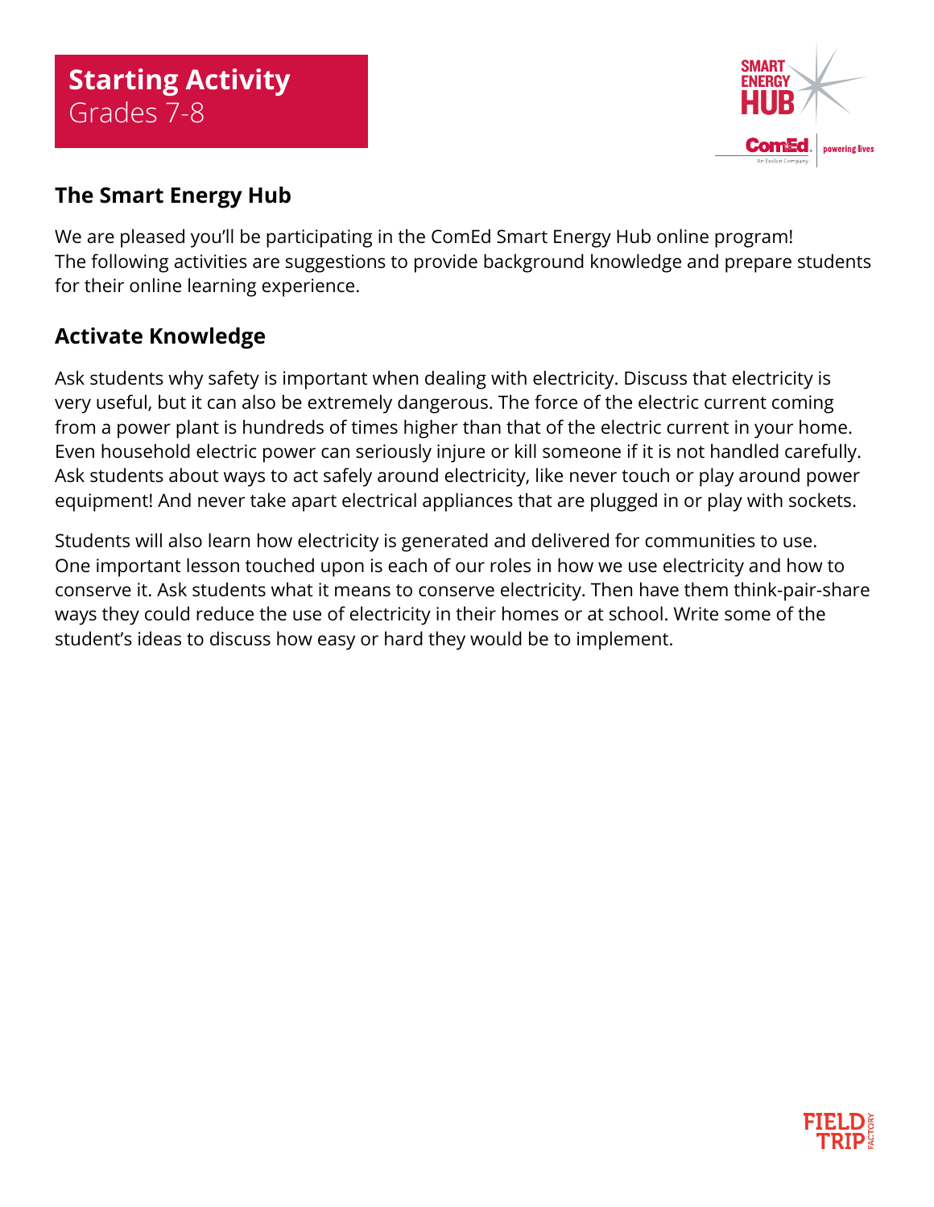# Starting Activity
Grades 7-8

## The Smart Energy Hub

We are pleased you'll be participating in the ComEd Smart Energy Hub online program! The following activities are suggestions to provide background knowledge and prepare students for their online learning experience.

## Activate Knowledge

Ask students why safety is important when dealing with electricity. Discuss that electricity is very useful, but it can also be extremely dangerous. The force of the electric current coming from a power plant is hundreds of times higher than that of the electric current in your home. Even household electric power can seriously injure or kill someone if it is not handled carefully. Ask students about ways to act safely around electricity, like never touch or play around power equipment! And never take apart electrical appliances that are plugged in or play with sockets.

Students will also learn how electricity is generated and delivered for communities to use. One important lesson touched upon is each of our roles in how we use electricity and how to conserve it. Ask students what it means to conserve electricity. Then have them think-pair-share ways they could reduce the use of electricity in their homes or at school. Write some of the student's ideas to discuss how easy or hard they would be to implement.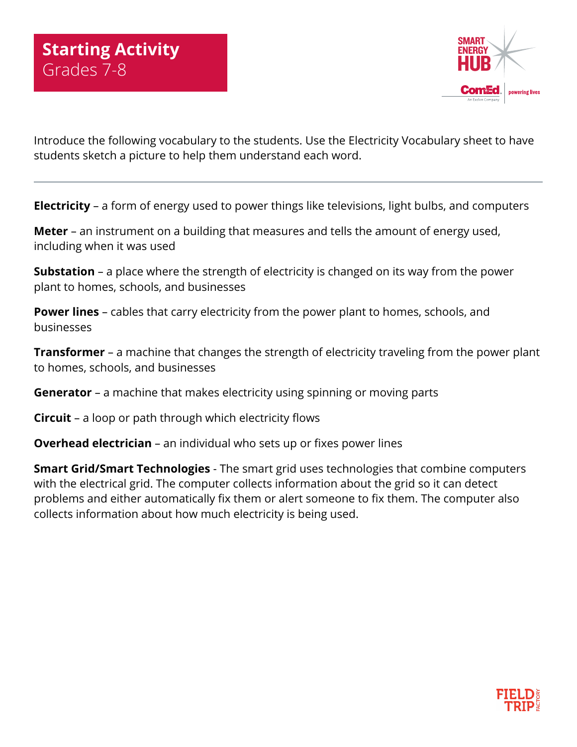# Starting Activity
## Grades 7-8

Introduce the following vocabulary to the students. Use the Electricity Vocabulary sheet to have students sketch a picture to help them understand each word.

---

**Electricity** – a form of energy used to power things like televisions, light bulbs, and computers

**Meter** – an instrument on a building that measures and tells the amount of energy used, including when it was used

**Substation** – a place where the strength of electricity is changed on its way from the power plant to homes, schools, and businesses

**Power lines** – cables that carry electricity from the power plant to homes, schools, and businesses

**Transformer** – a machine that changes the strength of electricity traveling from the power plant to homes, schools, and businesses

**Generator** – a machine that makes electricity using spinning or moving parts

**Circuit** – a loop or path through which electricity flows

**Overhead electrician** – an individual who sets up or fixes power lines

**Smart Grid/Smart Technologies** - The smart grid uses technologies that combine computers with the electrical grid. The computer collects information about the grid so it can detect problems and either automatically fix them or alert someone to fix them. The computer also collects information about how much electricity is being used.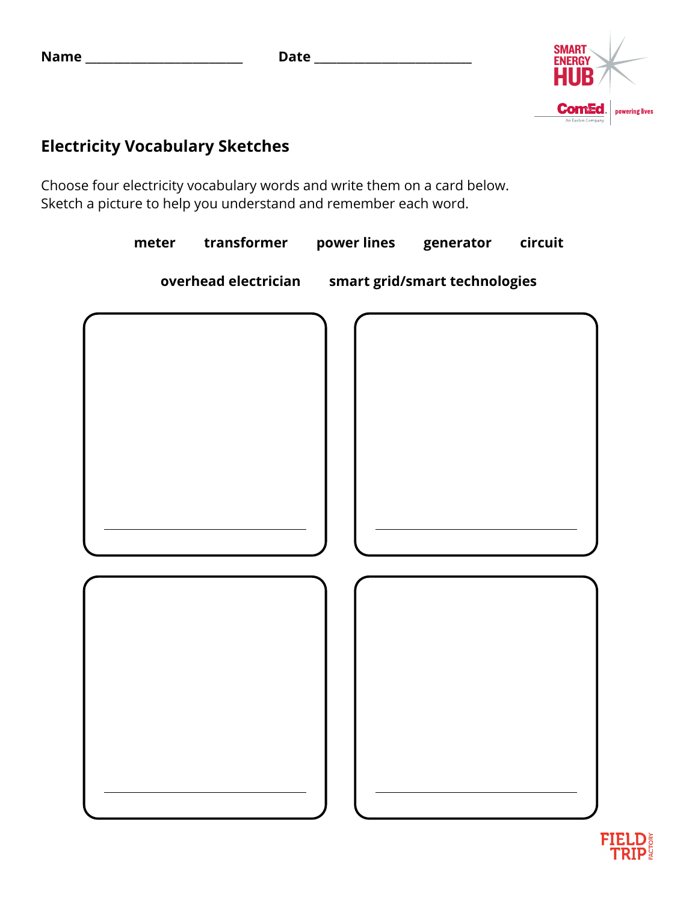Name ________________________ Date ________________________

SMART ENERGY HUB

ComEd. An Exelon Company | powering lives

## Electricity Vocabulary Sketches

Choose four electricity vocabulary words and write them on a card below.
Sketch a picture to help you understand and remember each word.

**meter** **transformer** **power lines** **generator** **circuit**

**overhead electrician** **smart grid/smart technologies**

______________________________

______________________________

______________________________

______________________________

FIELD TRIP FACTORY